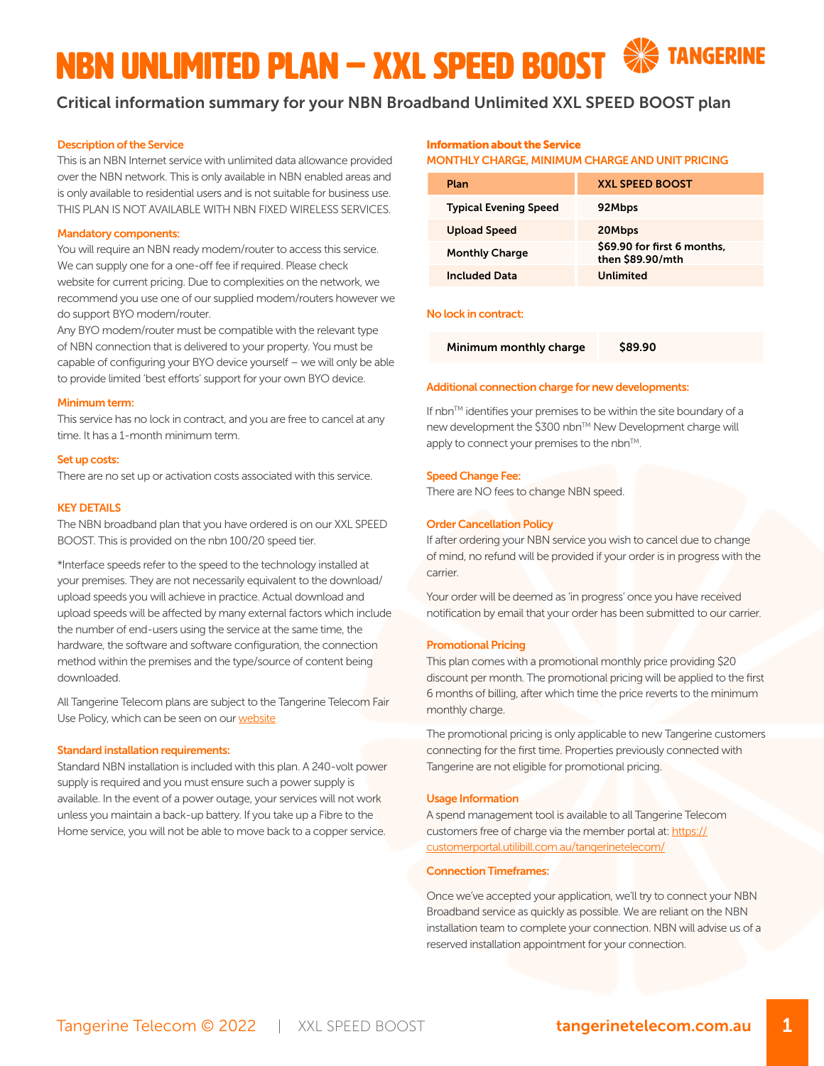# NBN UNLIMITED PLAN – XXL SPEED BOOST

TANGERINE

## Critical information summary for your NBN Broadband Unlimited XXL SPEED BOOST plan

### Description of the Service

This is an NBN Internet service with unlimited data allowance provided over the NBN network. This is only available in NBN enabled areas and is only available to residential users and is not suitable for business use. THIS PLAN IS NOT AVAILABLE WITH NBN FIXED WIRELESS SERVICES.

### Mandatory components:

You will require an NBN ready modem/router to access this service. We can supply one for a one-off fee if required. Please check website for current pricing. Due to complexities on the network, we recommend you use one of our supplied modem/routers however we do support BYO modem/router.

Any BYO modem/router must be compatible with the relevant type of NBN connection that is delivered to your property. You must be capable of configuring your BYO device yourself – we will only be able to provide limited 'best efforts' support for your own BYO device.

### Minimum term:

This service has no lock in contract, and you are free to cancel at any time. It has a 1-month minimum term.

### Set up costs:

There are no set up or activation costs associated with this service.

### KEY DETAILS

The NBN broadband plan that you have ordered is on our XXL SPEED BOOST. This is provided on the nbn 100/20 speed tier.

*Interface speeds refer to the speed to the technology installed at your premises. They are not necessarily equivalent to the download/upload speeds you will achieve in practice. Actual download and upload speeds will be affected by many external factors which include the number of end-users using the service at the same time, the hardware, the software and software configuration, the connection method within the premises and the type/source of content being downloaded.

All Tangerine Telecom plans are subject to the Tangerine Telecom Fair Use Policy, which can be seen on our website

### Standard installation requirements:

Standard NBN installation is included with this plan. A 240-volt power supply is required and you must ensure such a power supply is available. In the event of a power outage, your services will not work unless you maintain a back-up battery. If you take up a Fibre to the Home service, you will not be able to move back to a copper service.

### Information about the Service

#### MONTHLY CHARGE, MINIMUM CHARGE AND UNIT PRICING

| Plan | XXL SPEED BOOST |
|---|---|
| Typical Evening Speed | 92Mbps |
| Upload Speed | 20Mbps |
| Monthly Charge | $69.90 for first 6 months, then $89.90/mth |
| Included Data | Unlimited |

### No lock in contract:

| Minimum monthly charge | $89.90 |
|---|---|

### Additional connection charge for new developments:

If nbn™ identifies your premises to be within the site boundary of a new development the $300 nbn™ New Development charge will apply to connect your premises to the nbn™.

### Speed Change Fee:

There are NO fees to change NBN speed.

### Order Cancellation Policy

If after ordering your NBN service you wish to cancel due to change of mind, no refund will be provided if your order is in progress with the carrier.

Your order will be deemed as 'in progress' once you have received notification by email that your order has been submitted to our carrier.

### Promotional Pricing

This plan comes with a promotional monthly price providing $20 discount per month. The promotional pricing will be applied to the first 6 months of billing, after which time the price reverts to the minimum monthly charge.

The promotional pricing is only applicable to new Tangerine customers connecting for the first time. Properties previously connected with Tangerine are not eligible for promotional pricing.

### Usage Information

A spend management tool is available to all Tangerine Telecom customers free of charge via the member portal at: https://customerportal.utilibill.com.au/tangerinetelecom/

### Connection Timeframes:

Once we've accepted your application, we'll try to connect your NBN Broadband service as quickly as possible. We are reliant on the NBN installation team to complete your connection. NBN will advise us of a reserved installation appointment for your connection.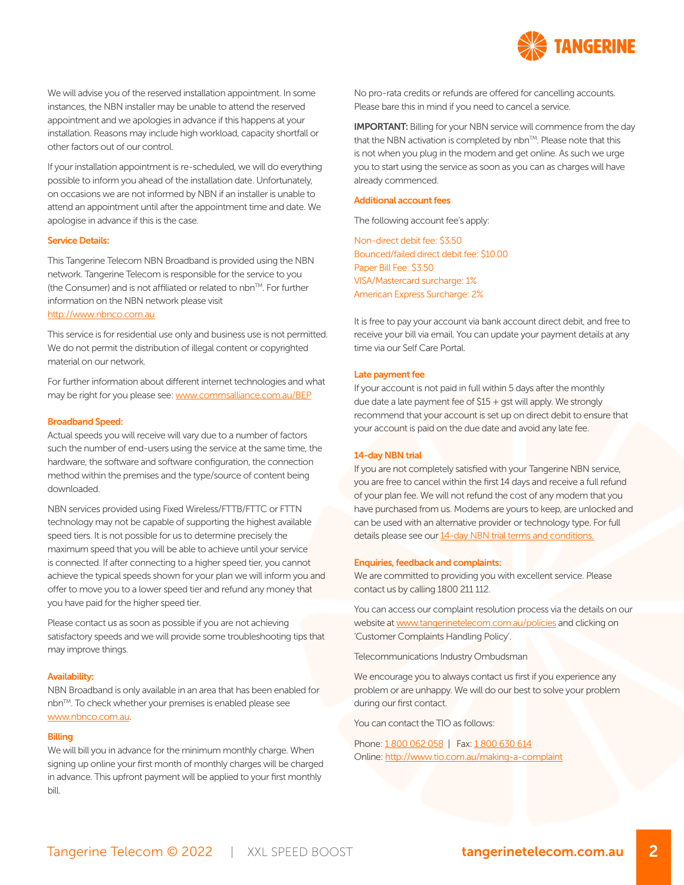We will advise you of the reserved installation appointment. In some instances, the NBN installer may be unable to attend the reserved appointment and we apologies in advance if this happens at your installation. Reasons may include high workload, capacity shortfall or other factors out of our control.

If your installation appointment is re-scheduled, we will do everything possible to inform you ahead of the installation date. Unfortunately, on occasions we are not informed by NBN if an installer is unable to attend an appointment until after the appointment time and date. We apologise in advance if this is the case.

### Service Details:

This Tangerine Telecom NBN Broadband is provided using the NBN network. Tangerine Telecom is responsible for the service to you (the Consumer) and is not affiliated or related to nbn™. For further information on the NBN network please visit http://www.nbnco.com.au

This service is for residential use only and business use is not permitted. We do not permit the distribution of illegal content or copyrighted material on our network.

For further information about different internet technologies and what may be right for you please see: www.commsalliance.com.au/BEP

### Broadband Speed:

Actual speeds you will receive will vary due to a number of factors such the number of end-users using the service at the same time, the hardware, the software and software configuration, the connection method within the premises and the type/source of content being downloaded.

NBN services provided using Fixed Wireless/FTTB/FTTC or FTTN technology may not be capable of supporting the highest available speed tiers. It is not possible for us to determine precisely the maximum speed that you will be able to achieve until your service is connected. If after connecting to a higher speed tier, you cannot achieve the typical speeds shown for your plan we will inform you and offer to move you to a lower speed tier and refund any money that you have paid for the higher speed tier.

Please contact us as soon as possible if you are not achieving satisfactory speeds and we will provide some troubleshooting tips that may improve things.

### Availability:

NBN Broadband is only available in an area that has been enabled for nbn™. To check whether your premises is enabled please see www.nbnco.com.au.

### Billing

We will bill you in advance for the minimum monthly charge. When signing up online your first month of monthly charges will be charged in advance. This upfront payment will be applied to your first monthly bill.

No pro-rata credits or refunds are offered for cancelling accounts. Please bare this in mind if you need to cancel a service.

**IMPORTANT:** Billing for your NBN service will commence from the day that the NBN activation is completed by nbn™. Please note that this is not when you plug in the modem and get online. As such we urge you to start using the service as soon as you can as charges will have already commenced.

### Additional account fees

The following account fee's apply:

Non-direct debit fee: $3.50
Bounced/failed direct debit fee: $10.00
Paper Bill Fee: $3.50
VISA/Mastercard surcharge: 1%
American Express Surcharge: 2%

It is free to pay your account via bank account direct debit, and free to receive your bill via email. You can update your payment details at any time via our Self Care Portal.

### Late payment fee

If your account is not paid in full within 5 days after the monthly due date a late payment fee of $15 + gst will apply. We strongly recommend that your account is set up on direct debit to ensure that your account is paid on the due date and avoid any late fee.

### 14-day NBN trial

If you are not completely satisfied with your Tangerine NBN service, you are free to cancel within the first 14 days and receive a full refund of your plan fee. We will not refund the cost of any modem that you have purchased from us. Modems are yours to keep, are unlocked and can be used with an alternative provider or technology type. For full details please see our 14-day NBN trial terms and conditions.

### Enquiries, feedback and complaints:

We are committed to providing you with excellent service. Please contact us by calling 1800 211 112.

You can access our complaint resolution process via the details on our website at www.tangerinetelecom.com.au/policies and clicking on 'Customer Complaints Handling Policy'.

Telecommunications Industry Ombudsman

We encourage you to always contact us first if you experience any problem or are unhappy. We will do our best to solve your problem during our first contact.

You can contact the TIO as follows:

Phone: 1 800 062 058 | Fax: 1 800 630 614
Online: http://www.tio.com.au/making-a-complaint